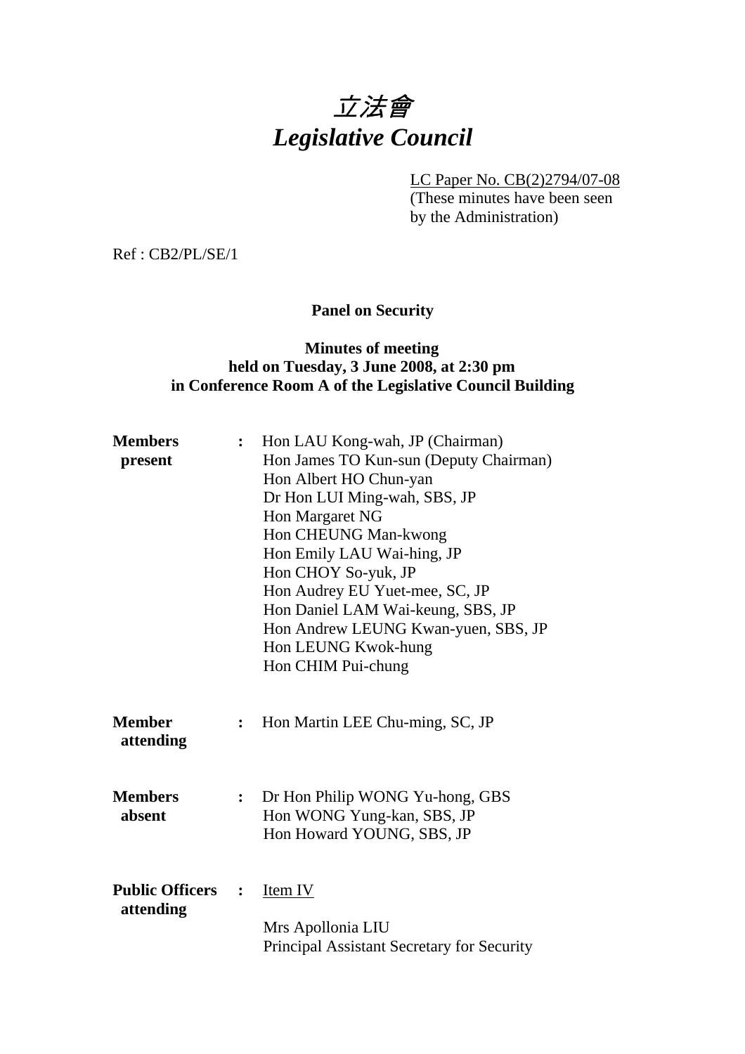# *立法會*
# *Legislative Council*

LC Paper No. CB(2)2794/07-08
(These minutes have been seen by the Administration)

Ref : CB2/PL/SE/1

**Panel on Security**

**Minutes of meeting**
**held on Tuesday, 3 June 2008, at 2:30 pm**
**in Conference Room A of the Legislative Council Building**

**Members present** :
Hon LAU Kong-wah, JP (Chairman)
Hon James TO Kun-sun (Deputy Chairman)
Hon Albert HO Chun-yan
Dr Hon LUI Ming-wah, SBS, JP
Hon Margaret NG
Hon CHEUNG Man-kwong
Hon Emily LAU Wai-hing, JP
Hon CHOY So-yuk, JP
Hon Audrey EU Yuet-mee, SC, JP
Hon Daniel LAM Wai-keung, SBS, JP
Hon Andrew LEUNG Kwan-yuen, SBS, JP
Hon LEUNG Kwok-hung
Hon CHIM Pui-chung

**Member attending** :
Hon Martin LEE Chu-ming, SC, JP

**Members absent** :
Dr Hon Philip WONG Yu-hong, GBS
Hon WONG Yung-kan, SBS, JP
Hon Howard YOUNG, SBS, JP

**Public Officers attending** :
Item IV

Mrs Apollonia LIU
Principal Assistant Secretary for Security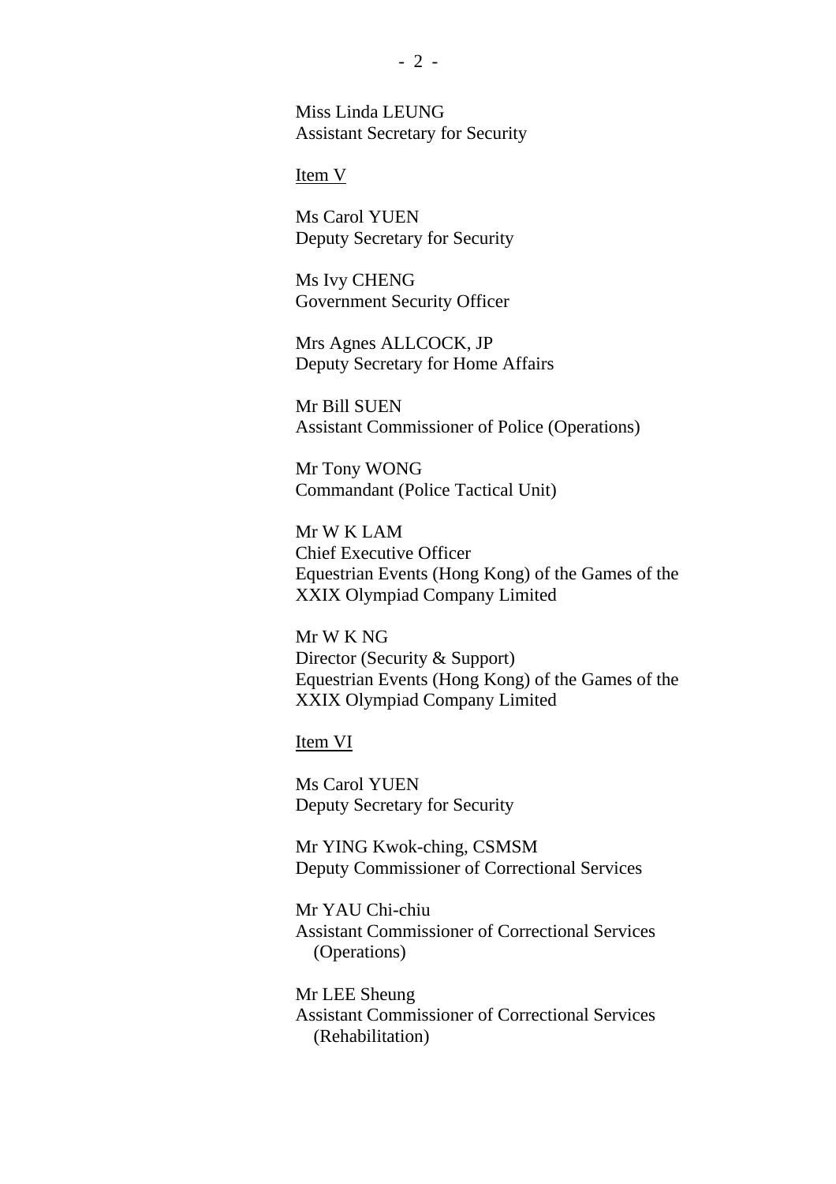Miss Linda LEUNG
Assistant Secretary for Security

<u>Item V</u>

Ms Carol YUEN
Deputy Secretary for Security

Ms Ivy CHENG
Government Security Officer

Mrs Agnes ALLCOCK, JP
Deputy Secretary for Home Affairs

Mr Bill SUEN
Assistant Commissioner of Police (Operations)

Mr Tony WONG
Commandant (Police Tactical Unit)

Mr W K LAM
Chief Executive Officer
Equestrian Events (Hong Kong) of the Games of the XXIX Olympiad Company Limited

Mr W K NG
Director (Security & Support)
Equestrian Events (Hong Kong) of the Games of the XXIX Olympiad Company Limited

<u>Item VI</u>

Ms Carol YUEN
Deputy Secretary for Security

Mr YING Kwok-ching, CSMSM
Deputy Commissioner of Correctional Services

Mr YAU Chi-chiu
Assistant Commissioner of Correctional Services (Operations)

Mr LEE Sheung
Assistant Commissioner of Correctional Services (Rehabilitation)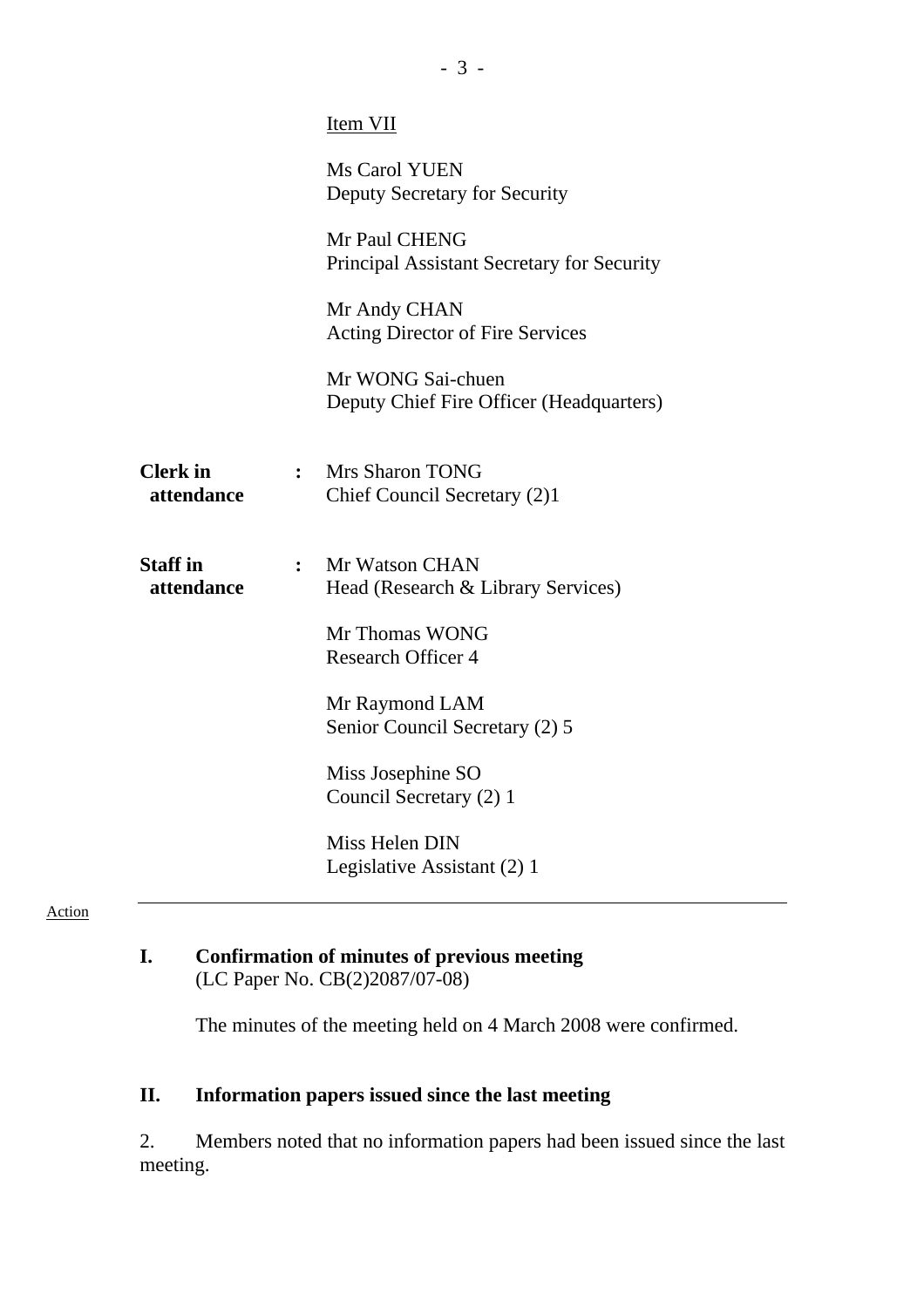Item VII

Ms Carol YUEN
Deputy Secretary for Security

Mr Paul CHENG
Principal Assistant Secretary for Security

Mr Andy CHAN
Acting Director of Fire Services

Mr WONG Sai-chuen
Deputy Chief Fire Officer (Headquarters)

**Clerk in attendance** : Mrs Sharon TONG
Chief Council Secretary (2)1

**Staff in attendance** : Mr Watson CHAN
Head (Research & Library Services)

Mr Thomas WONG
Research Officer 4

Mr Raymond LAM
Senior Council Secretary (2) 5

Miss Josephine SO
Council Secretary (2) 1

Miss Helen DIN
Legislative Assistant (2) 1

---

Action

## I. Confirmation of minutes of previous meeting
(LC Paper No. CB(2)2087/07-08)

The minutes of the meeting held on 4 March 2008 were confirmed.

## II. Information papers issued since the last meeting

2. Members noted that no information papers had been issued since the last meeting.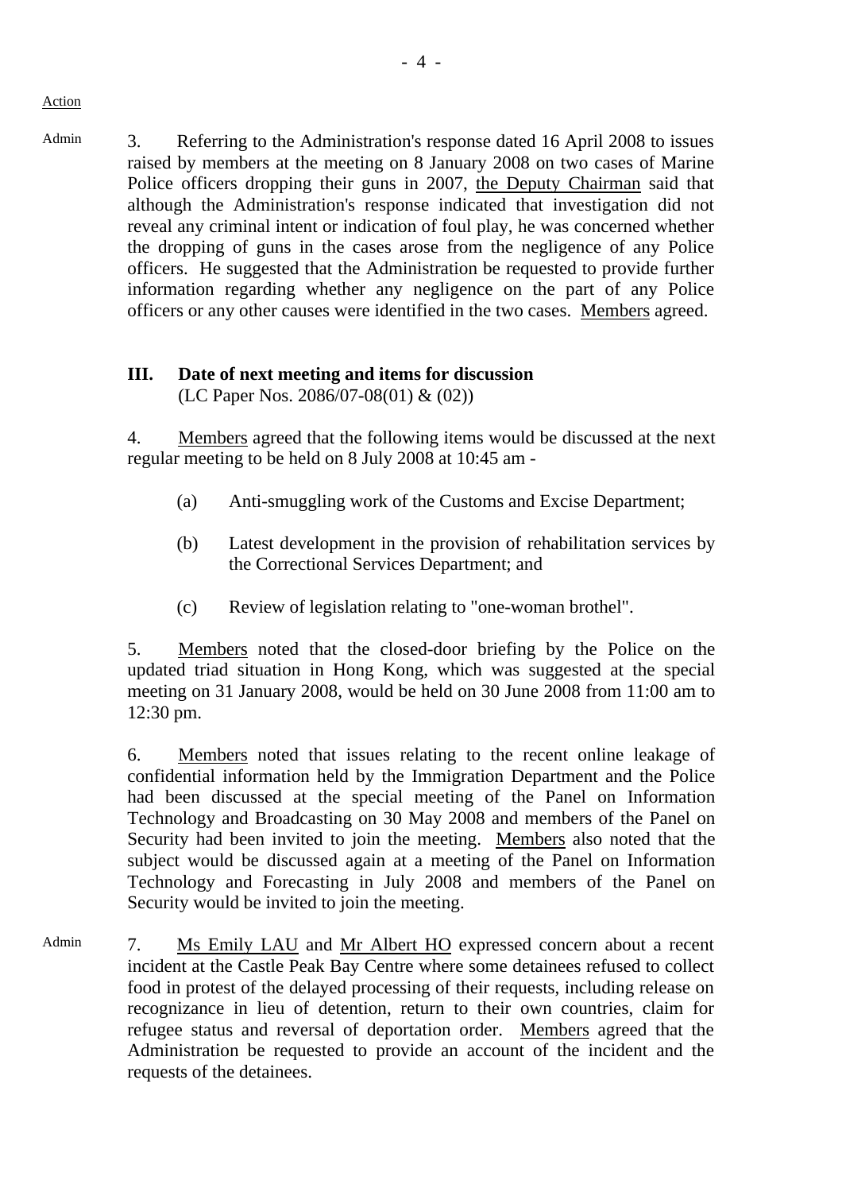Action

Admin

3. Referring to the Administration's response dated 16 April 2008 to issues raised by members at the meeting on 8 January 2008 on two cases of Marine Police officers dropping their guns in 2007, the Deputy Chairman said that although the Administration's response indicated that investigation did not reveal any criminal intent or indication of foul play, he was concerned whether the dropping of guns in the cases arose from the negligence of any Police officers. He suggested that the Administration be requested to provide further information regarding whether any negligence on the part of any Police officers or any other causes were identified in the two cases. Members agreed.

## III. Date of next meeting and items for discussion

(LC Paper Nos. 2086/07-08(01) & (02))

4. Members agreed that the following items would be discussed at the next regular meeting to be held on 8 July 2008 at 10:45 am -

(a) Anti-smuggling work of the Customs and Excise Department;

(b) Latest development in the provision of rehabilitation services by the Correctional Services Department; and

(c) Review of legislation relating to "one-woman brothel".

5. Members noted that the closed-door briefing by the Police on the updated triad situation in Hong Kong, which was suggested at the special meeting on 31 January 2008, would be held on 30 June 2008 from 11:00 am to 12:30 pm.

6. Members noted that issues relating to the recent online leakage of confidential information held by the Immigration Department and the Police had been discussed at the special meeting of the Panel on Information Technology and Broadcasting on 30 May 2008 and members of the Panel on Security had been invited to join the meeting. Members also noted that the subject would be discussed again at a meeting of the Panel on Information Technology and Forecasting in July 2008 and members of the Panel on Security would be invited to join the meeting.

Admin

7. Ms Emily LAU and Mr Albert HO expressed concern about a recent incident at the Castle Peak Bay Centre where some detainees refused to collect food in protest of the delayed processing of their requests, including release on recognizance in lieu of detention, return to their own countries, claim for refugee status and reversal of deportation order. Members agreed that the Administration be requested to provide an account of the incident and the requests of the detainees.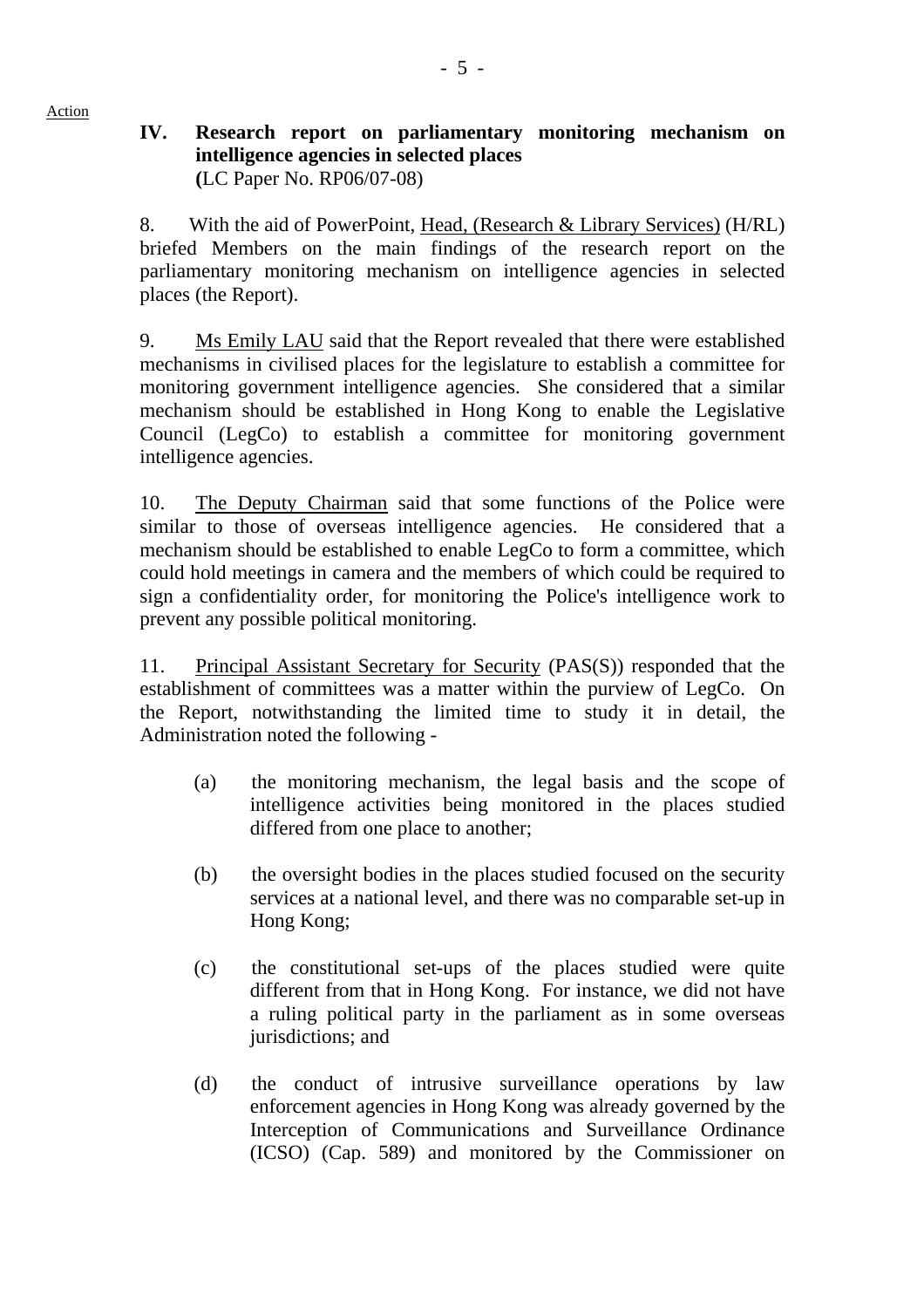Action

## IV. Research report on parliamentary monitoring mechanism on intelligence agencies in selected places

**(**LC Paper No. RP06/07-08)

8. With the aid of PowerPoint, Head, (Research & Library Services) (H/RL) briefed Members on the main findings of the research report on the parliamentary monitoring mechanism on intelligence agencies in selected places (the Report).

9. Ms Emily LAU said that the Report revealed that there were established mechanisms in civilised places for the legislature to establish a committee for monitoring government intelligence agencies. She considered that a similar mechanism should be established in Hong Kong to enable the Legislative Council (LegCo) to establish a committee for monitoring government intelligence agencies.

10. The Deputy Chairman said that some functions of the Police were similar to those of overseas intelligence agencies. He considered that a mechanism should be established to enable LegCo to form a committee, which could hold meetings in camera and the members of which could be required to sign a confidentiality order, for monitoring the Police's intelligence work to prevent any possible political monitoring.

11. Principal Assistant Secretary for Security (PAS(S)) responded that the establishment of committees was a matter within the purview of LegCo. On the Report, notwithstanding the limited time to study it in detail, the Administration noted the following -

(a) the monitoring mechanism, the legal basis and the scope of intelligence activities being monitored in the places studied differed from one place to another;

(b) the oversight bodies in the places studied focused on the security services at a national level, and there was no comparable set-up in Hong Kong;

(c) the constitutional set-ups of the places studied were quite different from that in Hong Kong. For instance, we did not have a ruling political party in the parliament as in some overseas jurisdictions; and

(d) the conduct of intrusive surveillance operations by law enforcement agencies in Hong Kong was already governed by the Interception of Communications and Surveillance Ordinance (ICSO) (Cap. 589) and monitored by the Commissioner on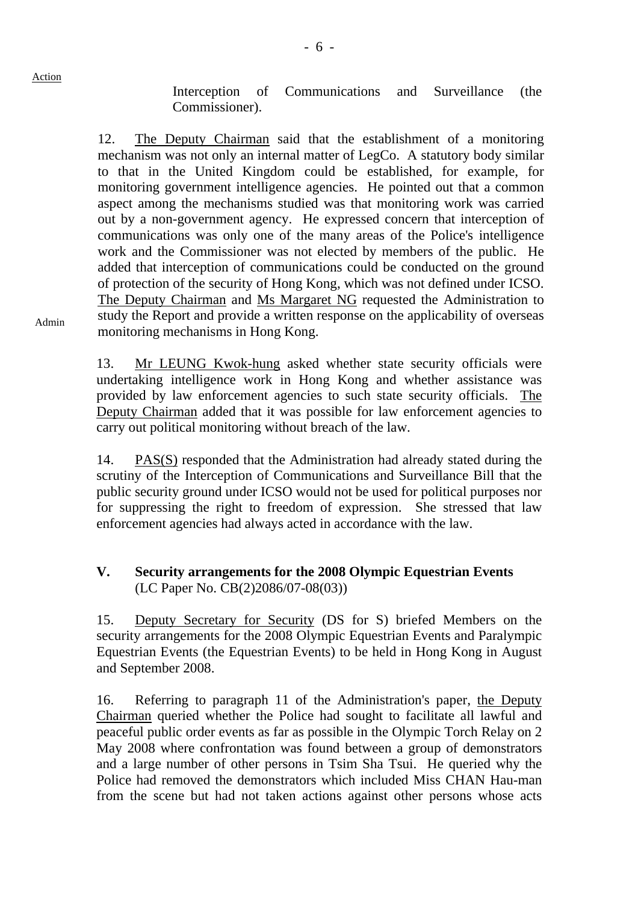Action

Interception of Communications and Surveillance (the Commissioner).

12. The Deputy Chairman said that the establishment of a monitoring mechanism was not only an internal matter of LegCo. A statutory body similar to that in the United Kingdom could be established, for example, for monitoring government intelligence agencies. He pointed out that a common aspect among the mechanisms studied was that monitoring work was carried out by a non-government agency. He expressed concern that interception of communications was only one of the many areas of the Police's intelligence work and the Commissioner was not elected by members of the public. He added that interception of communications could be conducted on the ground of protection of the security of Hong Kong, which was not defined under ICSO. The Deputy Chairman and Ms Margaret NG requested the Administration to study the Report and provide a written response on the applicability of overseas monitoring mechanisms in Hong Kong.

Admin

13. Mr LEUNG Kwok-hung asked whether state security officials were undertaking intelligence work in Hong Kong and whether assistance was provided by law enforcement agencies to such state security officials. The Deputy Chairman added that it was possible for law enforcement agencies to carry out political monitoring without breach of the law.

14. PAS(S) responded that the Administration had already stated during the scrutiny of the Interception of Communications and Surveillance Bill that the public security ground under ICSO would not be used for political purposes nor for suppressing the right to freedom of expression. She stressed that law enforcement agencies had always acted in accordance with the law.

## V. Security arrangements for the 2008 Olympic Equestrian Events
(LC Paper No. CB(2)2086/07-08(03))

15. Deputy Secretary for Security (DS for S) briefed Members on the security arrangements for the 2008 Olympic Equestrian Events and Paralympic Equestrian Events (the Equestrian Events) to be held in Hong Kong in August and September 2008.

16. Referring to paragraph 11 of the Administration's paper, the Deputy Chairman queried whether the Police had sought to facilitate all lawful and peaceful public order events as far as possible in the Olympic Torch Relay on 2 May 2008 where confrontation was found between a group of demonstrators and a large number of other persons in Tsim Sha Tsui. He queried why the Police had removed the demonstrators which included Miss CHAN Hau-man from the scene but had not taken actions against other persons whose acts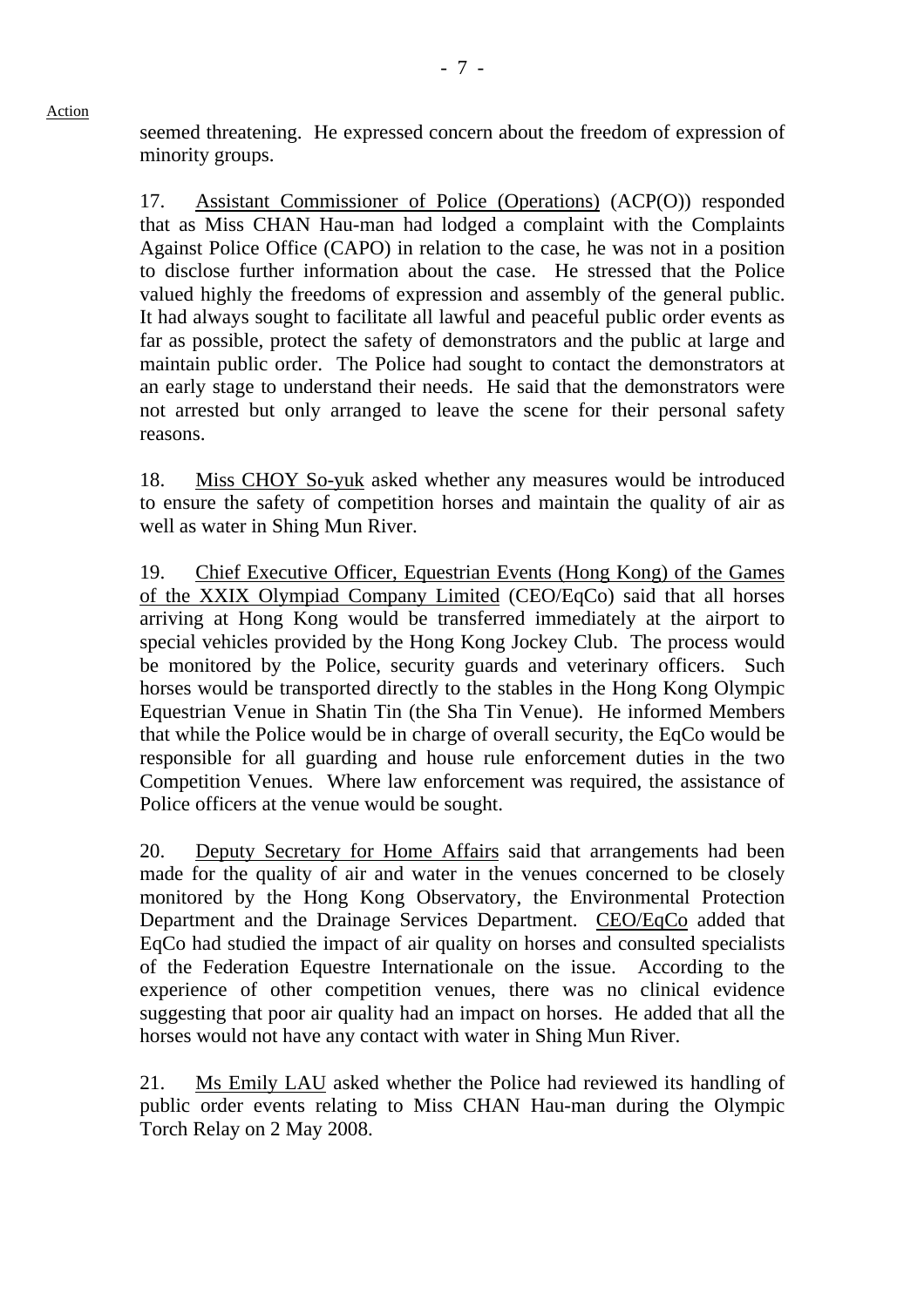Action

seemed threatening. He expressed concern about the freedom of expression of minority groups.

17. Assistant Commissioner of Police (Operations) (ACP(O)) responded that as Miss CHAN Hau-man had lodged a complaint with the Complaints Against Police Office (CAPO) in relation to the case, he was not in a position to disclose further information about the case. He stressed that the Police valued highly the freedoms of expression and assembly of the general public. It had always sought to facilitate all lawful and peaceful public order events as far as possible, protect the safety of demonstrators and the public at large and maintain public order. The Police had sought to contact the demonstrators at an early stage to understand their needs. He said that the demonstrators were not arrested but only arranged to leave the scene for their personal safety reasons.

18. Miss CHOY So-yuk asked whether any measures would be introduced to ensure the safety of competition horses and maintain the quality of air as well as water in Shing Mun River.

19. Chief Executive Officer, Equestrian Events (Hong Kong) of the Games of the XXIX Olympiad Company Limited (CEO/EqCo) said that all horses arriving at Hong Kong would be transferred immediately at the airport to special vehicles provided by the Hong Kong Jockey Club. The process would be monitored by the Police, security guards and veterinary officers. Such horses would be transported directly to the stables in the Hong Kong Olympic Equestrian Venue in Shatin Tin (the Sha Tin Venue). He informed Members that while the Police would be in charge of overall security, the EqCo would be responsible for all guarding and house rule enforcement duties in the two Competition Venues. Where law enforcement was required, the assistance of Police officers at the venue would be sought.

20. Deputy Secretary for Home Affairs said that arrangements had been made for the quality of air and water in the venues concerned to be closely monitored by the Hong Kong Observatory, the Environmental Protection Department and the Drainage Services Department. CEO/EqCo added that EqCo had studied the impact of air quality on horses and consulted specialists of the Federation Equestre Internationale on the issue. According to the experience of other competition venues, there was no clinical evidence suggesting that poor air quality had an impact on horses. He added that all the horses would not have any contact with water in Shing Mun River.

21. Ms Emily LAU asked whether the Police had reviewed its handling of public order events relating to Miss CHAN Hau-man during the Olympic Torch Relay on 2 May 2008.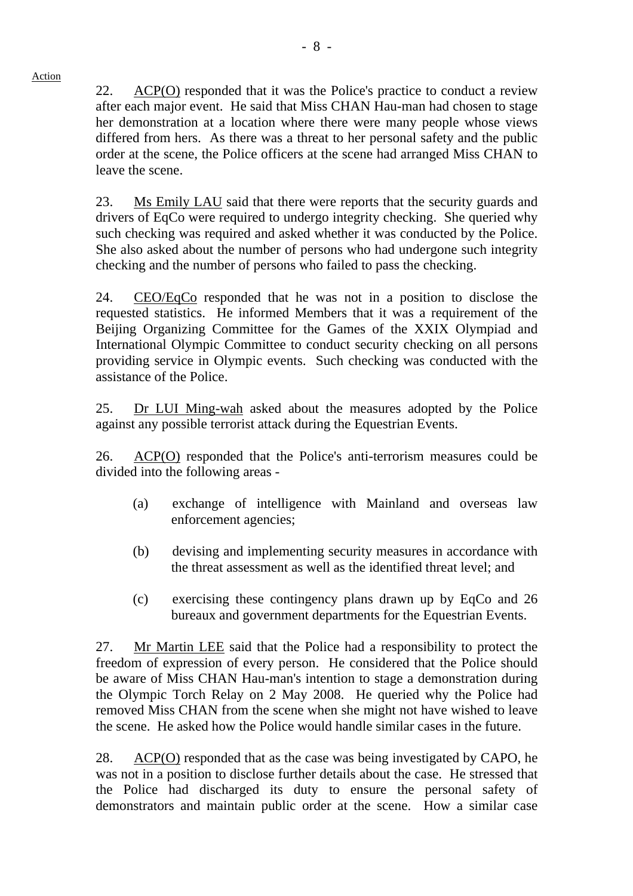Action

22. ACP(O) responded that it was the Police's practice to conduct a review after each major event. He said that Miss CHAN Hau-man had chosen to stage her demonstration at a location where there were many people whose views differed from hers. As there was a threat to her personal safety and the public order at the scene, the Police officers at the scene had arranged Miss CHAN to leave the scene.

23. Ms Emily LAU said that there were reports that the security guards and drivers of EqCo were required to undergo integrity checking. She queried why such checking was required and asked whether it was conducted by the Police. She also asked about the number of persons who had undergone such integrity checking and the number of persons who failed to pass the checking.

24. CEO/EqCo responded that he was not in a position to disclose the requested statistics. He informed Members that it was a requirement of the Beijing Organizing Committee for the Games of the XXIX Olympiad and International Olympic Committee to conduct security checking on all persons providing service in Olympic events. Such checking was conducted with the assistance of the Police.

25. Dr LUI Ming-wah asked about the measures adopted by the Police against any possible terrorist attack during the Equestrian Events.

26. ACP(O) responded that the Police's anti-terrorism measures could be divided into the following areas -

(a) exchange of intelligence with Mainland and overseas law enforcement agencies;

(b) devising and implementing security measures in accordance with the threat assessment as well as the identified threat level; and

(c) exercising these contingency plans drawn up by EqCo and 26 bureaux and government departments for the Equestrian Events.

27. Mr Martin LEE said that the Police had a responsibility to protect the freedom of expression of every person. He considered that the Police should be aware of Miss CHAN Hau-man's intention to stage a demonstration during the Olympic Torch Relay on 2 May 2008. He queried why the Police had removed Miss CHAN from the scene when she might not have wished to leave the scene. He asked how the Police would handle similar cases in the future.

28. ACP(O) responded that as the case was being investigated by CAPO, he was not in a position to disclose further details about the case. He stressed that the Police had discharged its duty to ensure the personal safety of demonstrators and maintain public order at the scene. How a similar case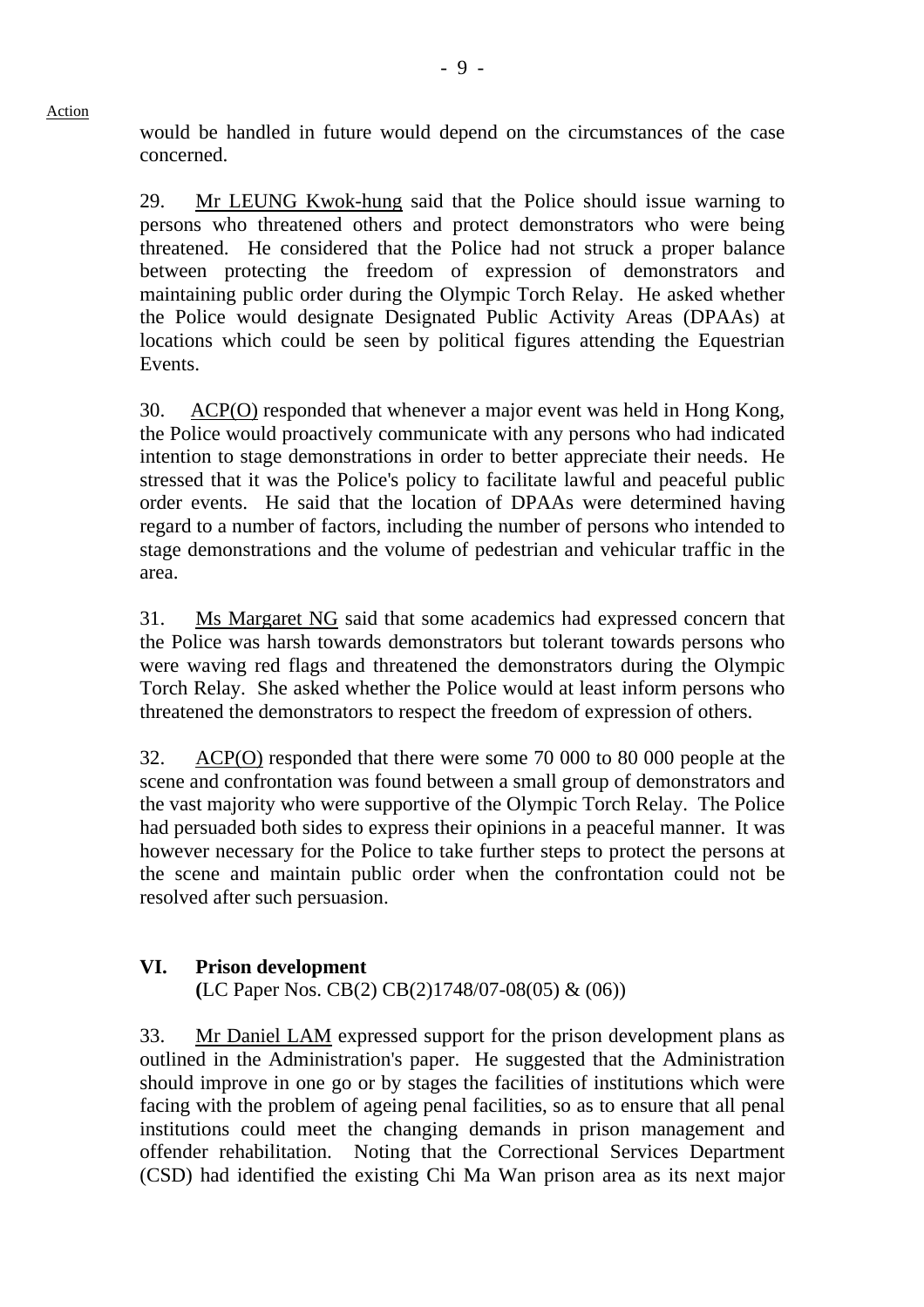Action

would be handled in future would depend on the circumstances of the case concerned.

29. Mr LEUNG Kwok-hung said that the Police should issue warning to persons who threatened others and protect demonstrators who were being threatened. He considered that the Police had not struck a proper balance between protecting the freedom of expression of demonstrators and maintaining public order during the Olympic Torch Relay. He asked whether the Police would designate Designated Public Activity Areas (DPAAs) at locations which could be seen by political figures attending the Equestrian Events.

30. ACP(O) responded that whenever a major event was held in Hong Kong, the Police would proactively communicate with any persons who had indicated intention to stage demonstrations in order to better appreciate their needs. He stressed that it was the Police's policy to facilitate lawful and peaceful public order events. He said that the location of DPAAs were determined having regard to a number of factors, including the number of persons who intended to stage demonstrations and the volume of pedestrian and vehicular traffic in the area.

31. Ms Margaret NG said that some academics had expressed concern that the Police was harsh towards demonstrators but tolerant towards persons who were waving red flags and threatened the demonstrators during the Olympic Torch Relay. She asked whether the Police would at least inform persons who threatened the demonstrators to respect the freedom of expression of others.

32. ACP(O) responded that there were some 70 000 to 80 000 people at the scene and confrontation was found between a small group of demonstrators and the vast majority who were supportive of the Olympic Torch Relay. The Police had persuaded both sides to express their opinions in a peaceful manner. It was however necessary for the Police to take further steps to protect the persons at the scene and maintain public order when the confrontation could not be resolved after such persuasion.

## VI. Prison development

**(**LC Paper Nos. CB(2) CB(2)1748/07-08(05) & (06))

33. Mr Daniel LAM expressed support for the prison development plans as outlined in the Administration's paper. He suggested that the Administration should improve in one go or by stages the facilities of institutions which were facing with the problem of ageing penal facilities, so as to ensure that all penal institutions could meet the changing demands in prison management and offender rehabilitation. Noting that the Correctional Services Department (CSD) had identified the existing Chi Ma Wan prison area as its next major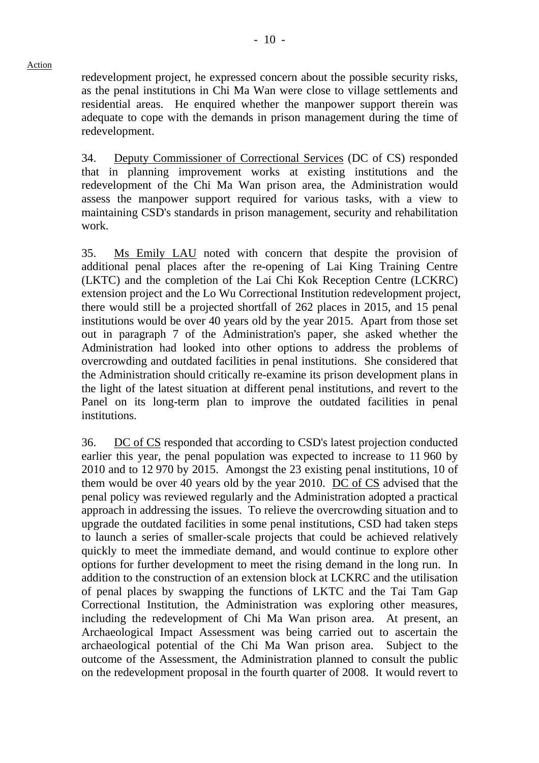Action

redevelopment project, he expressed concern about the possible security risks, as the penal institutions in Chi Ma Wan were close to village settlements and residential areas. He enquired whether the manpower support therein was adequate to cope with the demands in prison management during the time of redevelopment.

34. Deputy Commissioner of Correctional Services (DC of CS) responded that in planning improvement works at existing institutions and the redevelopment of the Chi Ma Wan prison area, the Administration would assess the manpower support required for various tasks, with a view to maintaining CSD's standards in prison management, security and rehabilitation work.

35. Ms Emily LAU noted with concern that despite the provision of additional penal places after the re-opening of Lai King Training Centre (LKTC) and the completion of the Lai Chi Kok Reception Centre (LCKRC) extension project and the Lo Wu Correctional Institution redevelopment project, there would still be a projected shortfall of 262 places in 2015, and 15 penal institutions would be over 40 years old by the year 2015. Apart from those set out in paragraph 7 of the Administration's paper, she asked whether the Administration had looked into other options to address the problems of overcrowding and outdated facilities in penal institutions. She considered that the Administration should critically re-examine its prison development plans in the light of the latest situation at different penal institutions, and revert to the Panel on its long-term plan to improve the outdated facilities in penal institutions.

36. DC of CS responded that according to CSD's latest projection conducted earlier this year, the penal population was expected to increase to 11 960 by 2010 and to 12 970 by 2015. Amongst the 23 existing penal institutions, 10 of them would be over 40 years old by the year 2010. DC of CS advised that the penal policy was reviewed regularly and the Administration adopted a practical approach in addressing the issues. To relieve the overcrowding situation and to upgrade the outdated facilities in some penal institutions, CSD had taken steps to launch a series of smaller-scale projects that could be achieved relatively quickly to meet the immediate demand, and would continue to explore other options for further development to meet the rising demand in the long run. In addition to the construction of an extension block at LCKRC and the utilisation of penal places by swapping the functions of LKTC and the Tai Tam Gap Correctional Institution, the Administration was exploring other measures, including the redevelopment of Chi Ma Wan prison area. At present, an Archaeological Impact Assessment was being carried out to ascertain the archaeological potential of the Chi Ma Wan prison area. Subject to the outcome of the Assessment, the Administration planned to consult the public on the redevelopment proposal in the fourth quarter of 2008. It would revert to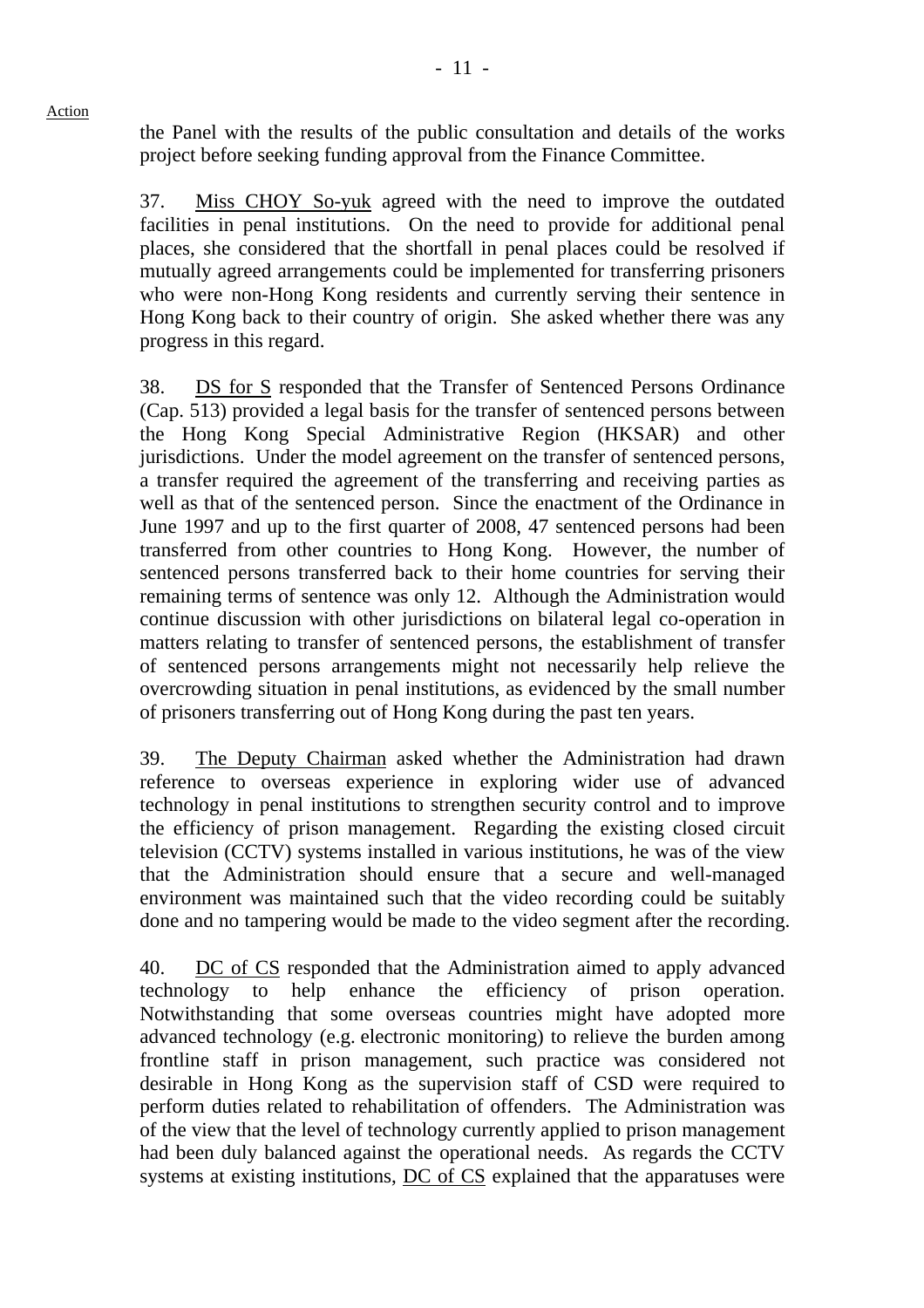the Panel with the results of the public consultation and details of the works project before seeking funding approval from the Finance Committee.

37. Miss CHOY So-yuk agreed with the need to improve the outdated facilities in penal institutions. On the need to provide for additional penal places, she considered that the shortfall in penal places could be resolved if mutually agreed arrangements could be implemented for transferring prisoners who were non-Hong Kong residents and currently serving their sentence in Hong Kong back to their country of origin. She asked whether there was any progress in this regard.

38. DS for S responded that the Transfer of Sentenced Persons Ordinance (Cap. 513) provided a legal basis for the transfer of sentenced persons between the Hong Kong Special Administrative Region (HKSAR) and other jurisdictions. Under the model agreement on the transfer of sentenced persons, a transfer required the agreement of the transferring and receiving parties as well as that of the sentenced person. Since the enactment of the Ordinance in June 1997 and up to the first quarter of 2008, 47 sentenced persons had been transferred from other countries to Hong Kong. However, the number of sentenced persons transferred back to their home countries for serving their remaining terms of sentence was only 12. Although the Administration would continue discussion with other jurisdictions on bilateral legal co-operation in matters relating to transfer of sentenced persons, the establishment of transfer of sentenced persons arrangements might not necessarily help relieve the overcrowding situation in penal institutions, as evidenced by the small number of prisoners transferring out of Hong Kong during the past ten years.

39. The Deputy Chairman asked whether the Administration had drawn reference to overseas experience in exploring wider use of advanced technology in penal institutions to strengthen security control and to improve the efficiency of prison management. Regarding the existing closed circuit television (CCTV) systems installed in various institutions, he was of the view that the Administration should ensure that a secure and well-managed environment was maintained such that the video recording could be suitably done and no tampering would be made to the video segment after the recording.

40. DC of CS responded that the Administration aimed to apply advanced technology to help enhance the efficiency of prison operation. Notwithstanding that some overseas countries might have adopted more advanced technology (e.g. electronic monitoring) to relieve the burden among frontline staff in prison management, such practice was considered not desirable in Hong Kong as the supervision staff of CSD were required to perform duties related to rehabilitation of offenders. The Administration was of the view that the level of technology currently applied to prison management had been duly balanced against the operational needs. As regards the CCTV systems at existing institutions, DC of CS explained that the apparatuses were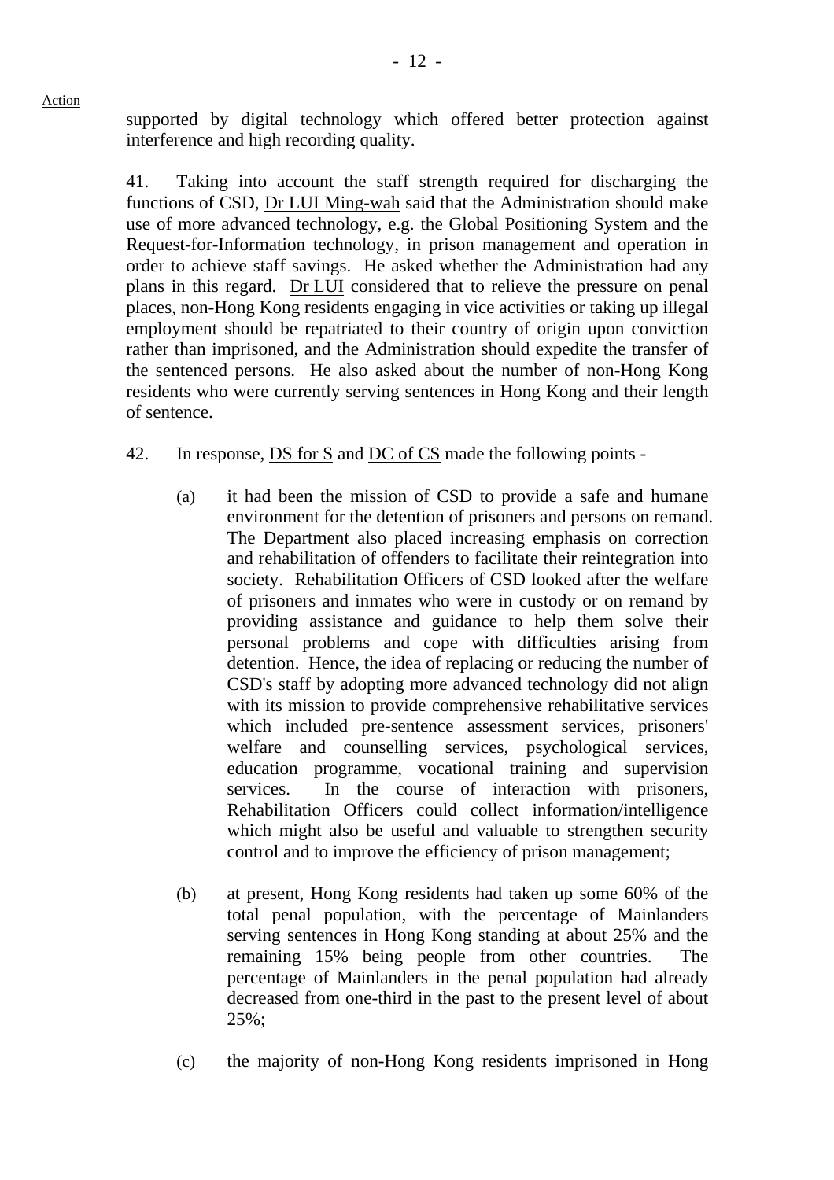supported by digital technology which offered better protection against interference and high recording quality.

41. Taking into account the staff strength required for discharging the functions of CSD, Dr LUI Ming-wah said that the Administration should make use of more advanced technology, e.g. the Global Positioning System and the Request-for-Information technology, in prison management and operation in order to achieve staff savings. He asked whether the Administration had any plans in this regard. Dr LUI considered that to relieve the pressure on penal places, non-Hong Kong residents engaging in vice activities or taking up illegal employment should be repatriated to their country of origin upon conviction rather than imprisoned, and the Administration should expedite the transfer of the sentenced persons. He also asked about the number of non-Hong Kong residents who were currently serving sentences in Hong Kong and their length of sentence.

42. In response, DS for S and DC of CS made the following points -

(a) it had been the mission of CSD to provide a safe and humane environment for the detention of prisoners and persons on remand. The Department also placed increasing emphasis on correction and rehabilitation of offenders to facilitate their reintegration into society. Rehabilitation Officers of CSD looked after the welfare of prisoners and inmates who were in custody or on remand by providing assistance and guidance to help them solve their personal problems and cope with difficulties arising from detention. Hence, the idea of replacing or reducing the number of CSD's staff by adopting more advanced technology did not align with its mission to provide comprehensive rehabilitative services which included pre-sentence assessment services, prisoners' welfare and counselling services, psychological services, education programme, vocational training and supervision services. In the course of interaction with prisoners, Rehabilitation Officers could collect information/intelligence which might also be useful and valuable to strengthen security control and to improve the efficiency of prison management;

(b) at present, Hong Kong residents had taken up some 60% of the total penal population, with the percentage of Mainlanders serving sentences in Hong Kong standing at about 25% and the remaining 15% being people from other countries. The percentage of Mainlanders in the penal population had already decreased from one-third in the past to the present level of about 25%;

(c) the majority of non-Hong Kong residents imprisoned in Hong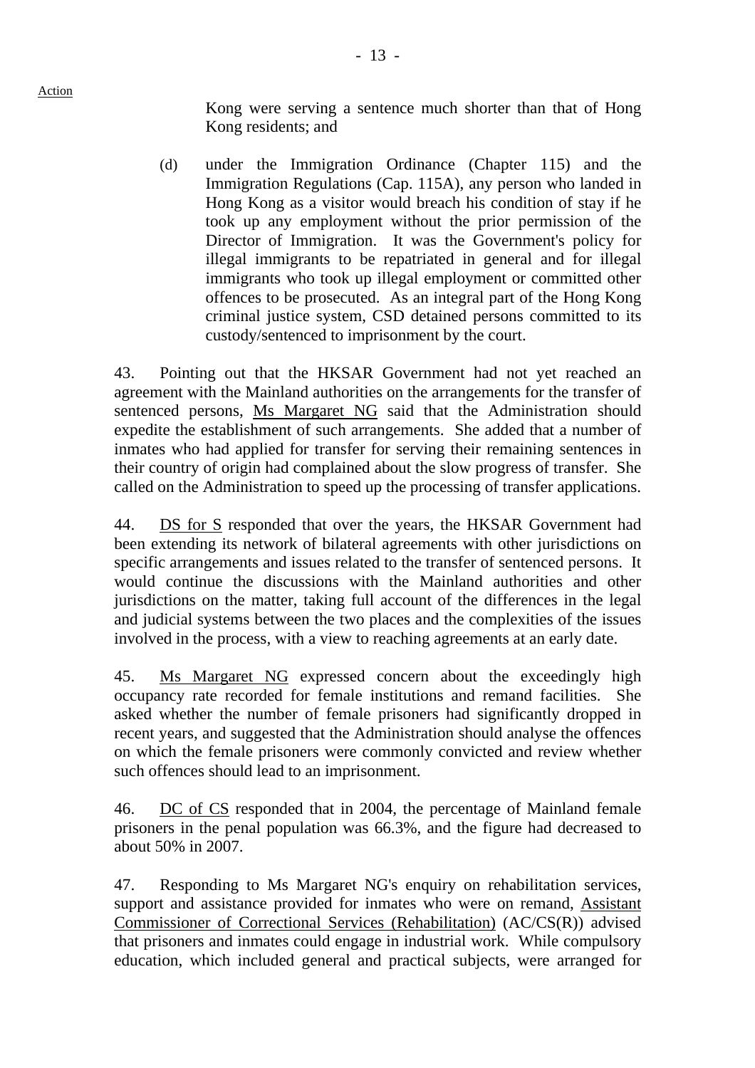Kong were serving a sentence much shorter than that of Hong Kong residents; and

(d) under the Immigration Ordinance (Chapter 115) and the Immigration Regulations (Cap. 115A), any person who landed in Hong Kong as a visitor would breach his condition of stay if he took up any employment without the prior permission of the Director of Immigration. It was the Government's policy for illegal immigrants to be repatriated in general and for illegal immigrants who took up illegal employment or committed other offences to be prosecuted. As an integral part of the Hong Kong criminal justice system, CSD detained persons committed to its custody/sentenced to imprisonment by the court.

43. Pointing out that the HKSAR Government had not yet reached an agreement with the Mainland authorities on the arrangements for the transfer of sentenced persons, Ms Margaret NG said that the Administration should expedite the establishment of such arrangements. She added that a number of inmates who had applied for transfer for serving their remaining sentences in their country of origin had complained about the slow progress of transfer. She called on the Administration to speed up the processing of transfer applications.

44. DS for S responded that over the years, the HKSAR Government had been extending its network of bilateral agreements with other jurisdictions on specific arrangements and issues related to the transfer of sentenced persons. It would continue the discussions with the Mainland authorities and other jurisdictions on the matter, taking full account of the differences in the legal and judicial systems between the two places and the complexities of the issues involved in the process, with a view to reaching agreements at an early date.

45. Ms Margaret NG expressed concern about the exceedingly high occupancy rate recorded for female institutions and remand facilities. She asked whether the number of female prisoners had significantly dropped in recent years, and suggested that the Administration should analyse the offences on which the female prisoners were commonly convicted and review whether such offences should lead to an imprisonment.

46. DC of CS responded that in 2004, the percentage of Mainland female prisoners in the penal population was 66.3%, and the figure had decreased to about 50% in 2007.

47. Responding to Ms Margaret NG's enquiry on rehabilitation services, support and assistance provided for inmates who were on remand, Assistant Commissioner of Correctional Services (Rehabilitation) (AC/CS(R)) advised that prisoners and inmates could engage in industrial work. While compulsory education, which included general and practical subjects, were arranged for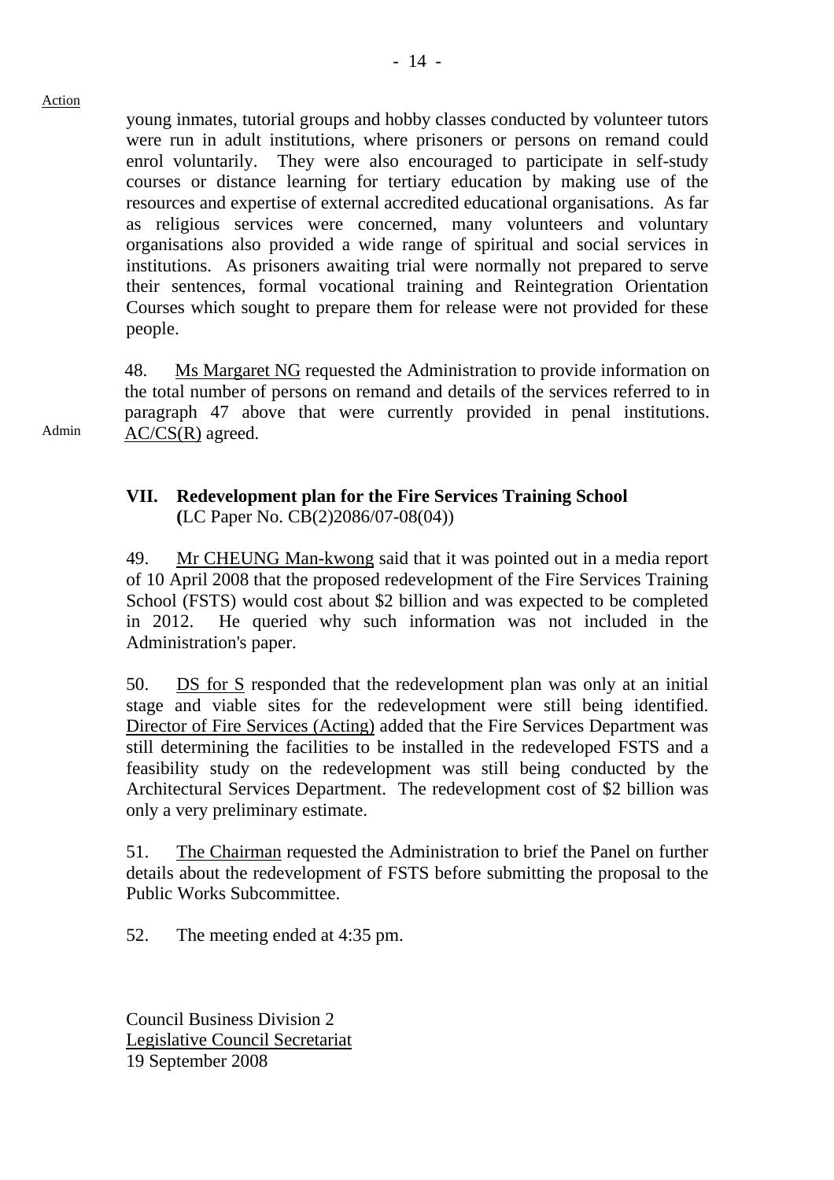young inmates, tutorial groups and hobby classes conducted by volunteer tutors were run in adult institutions, where prisoners or persons on remand could enrol voluntarily. They were also encouraged to participate in self-study courses or distance learning for tertiary education by making use of the resources and expertise of external accredited educational organisations. As far as religious services were concerned, many volunteers and voluntary organisations also provided a wide range of spiritual and social services in institutions. As prisoners awaiting trial were normally not prepared to serve their sentences, formal vocational training and Reintegration Orientation Courses which sought to prepare them for release were not provided for these people.

48. Ms Margaret NG requested the Administration to provide information on the total number of persons on remand and details of the services referred to in paragraph 47 above that were currently provided in penal institutions. AC/CS(R) agreed.

Admin

### VII. Redevelopment plan for the Fire Services Training School
(LC Paper No. CB(2)2086/07-08(04))

49. Mr CHEUNG Man-kwong said that it was pointed out in a media report of 10 April 2008 that the proposed redevelopment of the Fire Services Training School (FSTS) would cost about $2 billion and was expected to be completed in 2012. He queried why such information was not included in the Administration's paper.

50. DS for S responded that the redevelopment plan was only at an initial stage and viable sites for the redevelopment were still being identified. Director of Fire Services (Acting) added that the Fire Services Department was still determining the facilities to be installed in the redeveloped FSTS and a feasibility study on the redevelopment was still being conducted by the Architectural Services Department. The redevelopment cost of $2 billion was only a very preliminary estimate.

51. The Chairman requested the Administration to brief the Panel on further details about the redevelopment of FSTS before submitting the proposal to the Public Works Subcommittee.

52. The meeting ended at 4:35 pm.

Council Business Division 2
Legislative Council Secretariat
19 September 2008